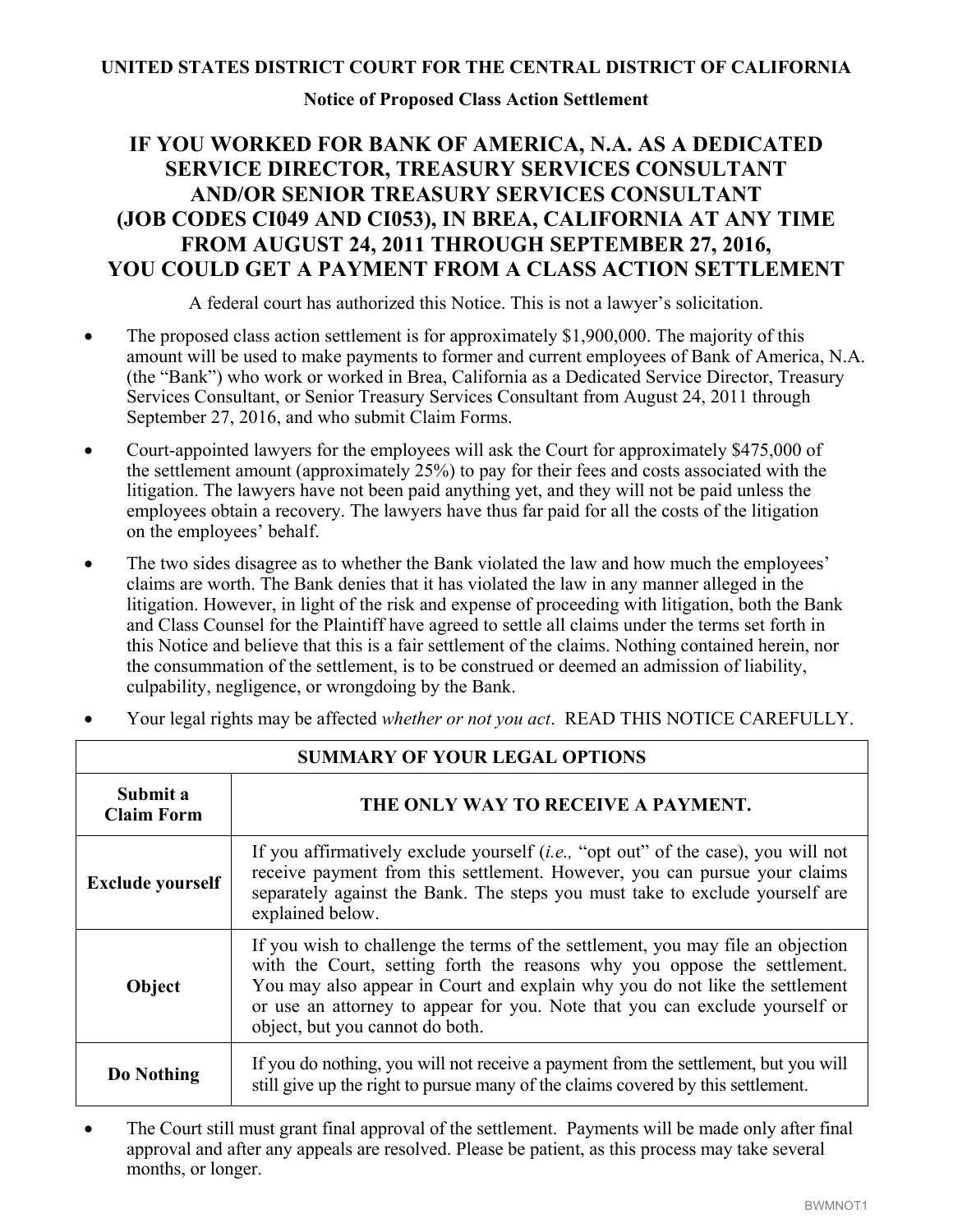**UNITED STATES DISTRICT COURT FOR THE CENTRAL DISTRICT OF CALIFORNIA**

**Notice of Proposed Class Action Settlement**

# IF YOU WORKED FOR BANK OF AMERICA, N.A. AS A DEDICATED SERVICE DIRECTOR, TREASURY SERVICES CONSULTANT AND/OR SENIOR TREASURY SERVICES CONSULTANT (JOB CODES CI049 AND CI053), IN BREA, CALIFORNIA AT ANY TIME FROM AUGUST 24, 2011 THROUGH SEPTEMBER 27, 2016, YOU COULD GET A PAYMENT FROM A CLASS ACTION SETTLEMENT

A federal court has authorized this Notice. This is not a lawyer's solicitation.

- The proposed class action settlement is for approximately $1,900,000. The majority of this amount will be used to make payments to former and current employees of Bank of America, N.A. (the "Bank") who work or worked in Brea, California as a Dedicated Service Director, Treasury Services Consultant, or Senior Treasury Services Consultant from August 24, 2011 through September 27, 2016, and who submit Claim Forms.
- Court-appointed lawyers for the employees will ask the Court for approximately $475,000 of the settlement amount (approximately 25%) to pay for their fees and costs associated with the litigation. The lawyers have not been paid anything yet, and they will not be paid unless the employees obtain a recovery. The lawyers have thus far paid for all the costs of the litigation on the employees' behalf.
- The two sides disagree as to whether the Bank violated the law and how much the employees' claims are worth. The Bank denies that it has violated the law in any manner alleged in the litigation. However, in light of the risk and expense of proceeding with litigation, both the Bank and Class Counsel for the Plaintiff have agreed to settle all claims under the terms set forth in this Notice and believe that this is a fair settlement of the claims. Nothing contained herein, nor the consummation of the settlement, is to be construed or deemed an admission of liability, culpability, negligence, or wrongdoing by the Bank.
- Your legal rights may be affected *whether or not you act*. READ THIS NOTICE CAREFULLY.

| SUMMARY OF YOUR LEGAL OPTIONS | |
|---|---|
| **Submit a Claim Form** | **THE ONLY WAY TO RECEIVE A PAYMENT.** |
| **Exclude yourself** | If you affirmatively exclude yourself (*i.e.,* "opt out" of the case), you will not receive payment from this settlement. However, you can pursue your claims separately against the Bank. The steps you must take to exclude yourself are explained below. |
| **Object** | If you wish to challenge the terms of the settlement, you may file an objection with the Court, setting forth the reasons why you oppose the settlement. You may also appear in Court and explain why you do not like the settlement or use an attorney to appear for you. Note that you can exclude yourself or object, but you cannot do both. |
| **Do Nothing** | If you do nothing, you will not receive a payment from the settlement, but you will still give up the right to pursue many of the claims covered by this settlement. |

- The Court still must grant final approval of the settlement. Payments will be made only after final approval and after any appeals are resolved. Please be patient, as this process may take several months, or longer.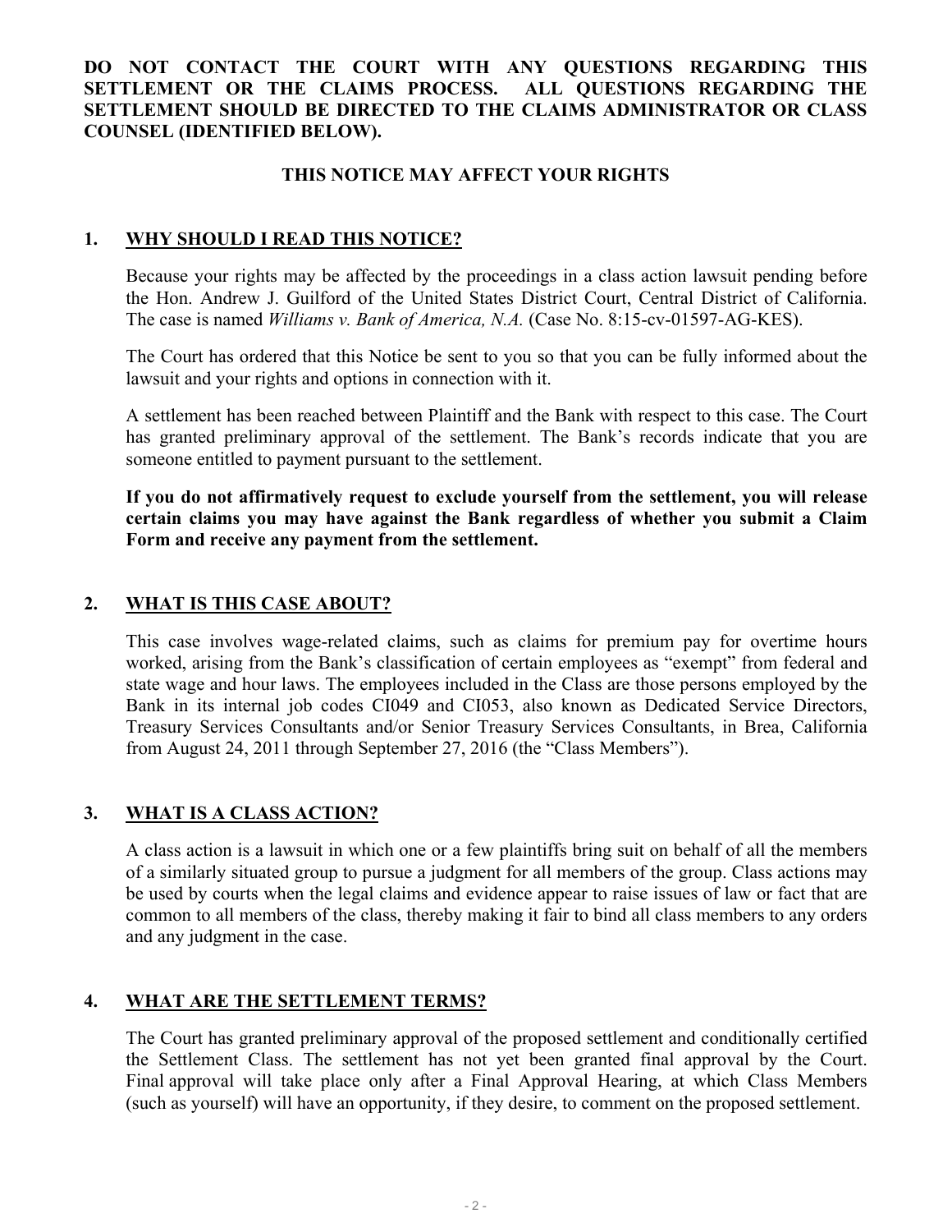**DO NOT CONTACT THE COURT WITH ANY QUESTIONS REGARDING THIS SETTLEMENT OR THE CLAIMS PROCESS. ALL QUESTIONS REGARDING THE SETTLEMENT SHOULD BE DIRECTED TO THE CLAIMS ADMINISTRATOR OR CLASS COUNSEL (IDENTIFIED BELOW).**

**THIS NOTICE MAY AFFECT YOUR RIGHTS**

## 1. WHY SHOULD I READ THIS NOTICE?

Because your rights may be affected by the proceedings in a class action lawsuit pending before the Hon. Andrew J. Guilford of the United States District Court, Central District of California. The case is named *Williams v. Bank of America, N.A.* (Case No. 8:15-cv-01597-AG-KES).

The Court has ordered that this Notice be sent to you so that you can be fully informed about the lawsuit and your rights and options in connection with it.

A settlement has been reached between Plaintiff and the Bank with respect to this case. The Court has granted preliminary approval of the settlement. The Bank's records indicate that you are someone entitled to payment pursuant to the settlement.

**If you do not affirmatively request to exclude yourself from the settlement, you will release certain claims you may have against the Bank regardless of whether you submit a Claim Form and receive any payment from the settlement.**

## 2. WHAT IS THIS CASE ABOUT?

This case involves wage-related claims, such as claims for premium pay for overtime hours worked, arising from the Bank's classification of certain employees as "exempt" from federal and state wage and hour laws. The employees included in the Class are those persons employed by the Bank in its internal job codes CI049 and CI053, also known as Dedicated Service Directors, Treasury Services Consultants and/or Senior Treasury Services Consultants, in Brea, California from August 24, 2011 through September 27, 2016 (the "Class Members").

## 3. WHAT IS A CLASS ACTION?

A class action is a lawsuit in which one or a few plaintiffs bring suit on behalf of all the members of a similarly situated group to pursue a judgment for all members of the group. Class actions may be used by courts when the legal claims and evidence appear to raise issues of law or fact that are common to all members of the class, thereby making it fair to bind all class members to any orders and any judgment in the case.

## 4. WHAT ARE THE SETTLEMENT TERMS?

The Court has granted preliminary approval of the proposed settlement and conditionally certified the Settlement Class. The settlement has not yet been granted final approval by the Court. Final approval will take place only after a Final Approval Hearing, at which Class Members (such as yourself) will have an opportunity, if they desire, to comment on the proposed settlement.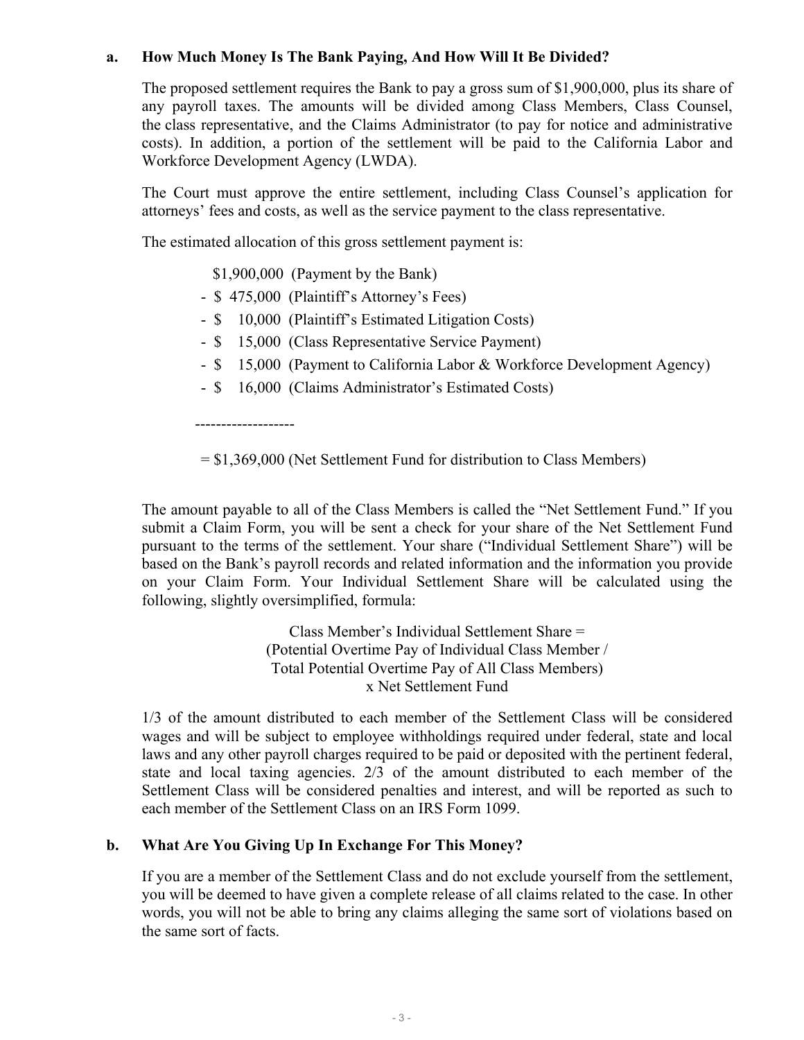### a. How Much Money Is The Bank Paying, And How Will It Be Divided?

The proposed settlement requires the Bank to pay a gross sum of $1,900,000, plus its share of any payroll taxes. The amounts will be divided among Class Members, Class Counsel, the class representative, and the Claims Administrator (to pay for notice and administrative costs). In addition, a portion of the settlement will be paid to the California Labor and Workforce Development Agency (LWDA).

The Court must approve the entire settlement, including Class Counsel's application for attorneys' fees and costs, as well as the service payment to the class representative.

The estimated allocation of this gross settlement payment is:

```
   $1,900,000  (Payment by the Bank)
 - $  475,000  (Plaintiff's Attorney's Fees)
 - $   10,000  (Plaintiff's Estimated Litigation Costs)
 - $   15,000  (Class Representative Service Payment)
 - $   15,000  (Payment to California Labor & Workforce Development Agency)
 - $   16,000  (Claims Administrator's Estimated Costs)
-------------------
 = $1,369,000 (Net Settlement Fund for distribution to Class Members)
```

The amount payable to all of the Class Members is called the "Net Settlement Fund." If you submit a Claim Form, you will be sent a check for your share of the Net Settlement Fund pursuant to the terms of the settlement. Your share ("Individual Settlement Share") will be based on the Bank's payroll records and related information and the information you provide on your Claim Form. Your Individual Settlement Share will be calculated using the following, slightly oversimplified, formula:

Class Member's Individual Settlement Share =
(Potential Overtime Pay of Individual Class Member /
Total Potential Overtime Pay of All Class Members)
x Net Settlement Fund

1/3 of the amount distributed to each member of the Settlement Class will be considered wages and will be subject to employee withholdings required under federal, state and local laws and any other payroll charges required to be paid or deposited with the pertinent federal, state and local taxing agencies. 2/3 of the amount distributed to each member of the Settlement Class will be considered penalties and interest, and will be reported as such to each member of the Settlement Class on an IRS Form 1099.

### b. What Are You Giving Up In Exchange For This Money?

If you are a member of the Settlement Class and do not exclude yourself from the settlement, you will be deemed to have given a complete release of all claims related to the case. In other words, you will not be able to bring any claims alleging the same sort of violations based on the same sort of facts.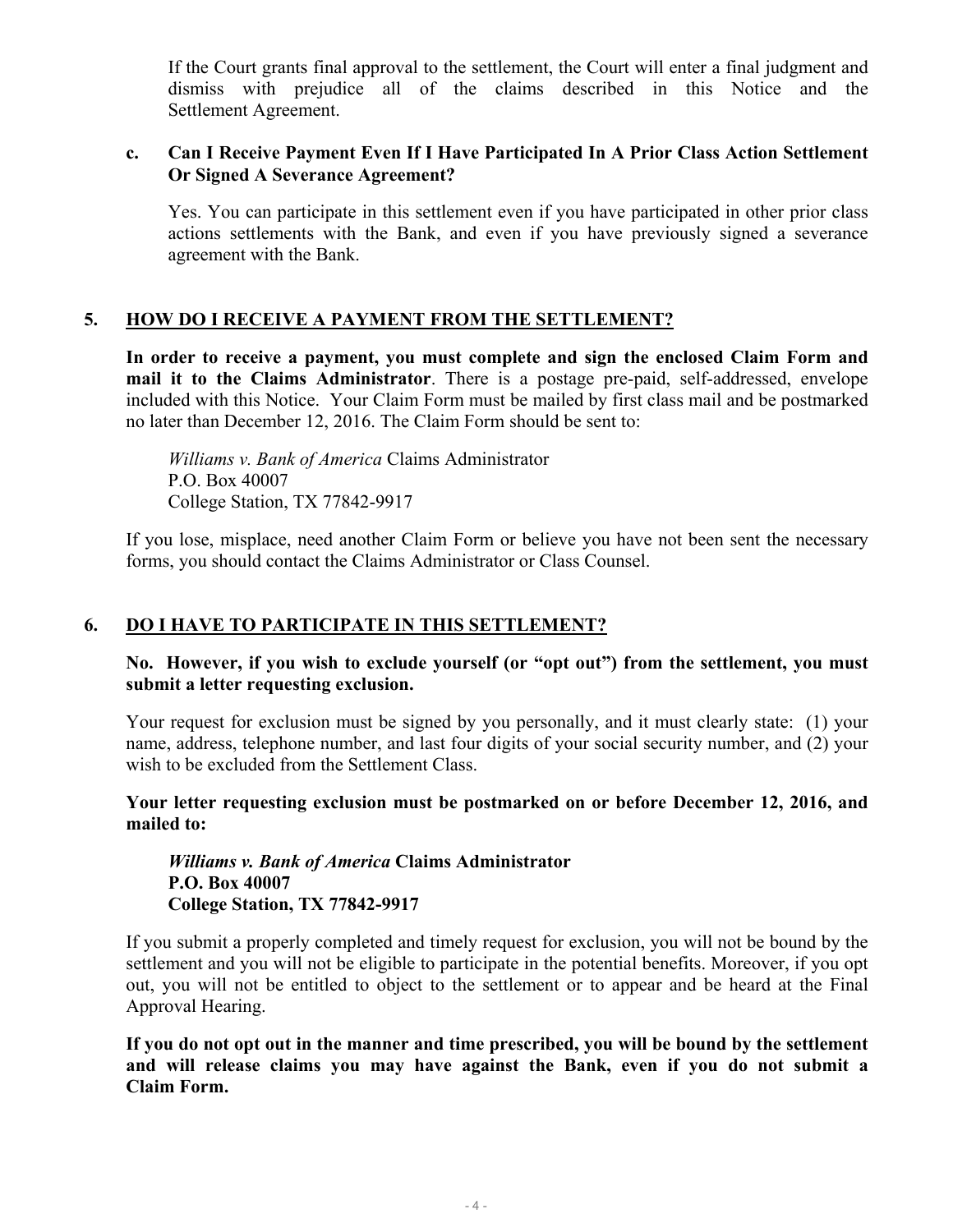If the Court grants final approval to the settlement, the Court will enter a final judgment and dismiss with prejudice all of the claims described in this Notice and the Settlement Agreement.

### c. Can I Receive Payment Even If I Have Participated In A Prior Class Action Settlement Or Signed A Severance Agreement?

Yes. You can participate in this settlement even if you have participated in other prior class actions settlements with the Bank, and even if you have previously signed a severance agreement with the Bank.

## 5. HOW DO I RECEIVE A PAYMENT FROM THE SETTLEMENT?

**In order to receive a payment, you must complete and sign the enclosed Claim Form and mail it to the Claims Administrator**. There is a postage pre-paid, self-addressed, envelope included with this Notice. Your Claim Form must be mailed by first class mail and be postmarked no later than December 12, 2016. The Claim Form should be sent to:

*Williams v. Bank of America* Claims Administrator
P.O. Box 40007
College Station, TX 77842-9917

If you lose, misplace, need another Claim Form or believe you have not been sent the necessary forms, you should contact the Claims Administrator or Class Counsel.

## 6. DO I HAVE TO PARTICIPATE IN THIS SETTLEMENT?

**No. However, if you wish to exclude yourself (or "opt out") from the settlement, you must submit a letter requesting exclusion.**

Your request for exclusion must be signed by you personally, and it must clearly state: (1) your name, address, telephone number, and last four digits of your social security number, and (2) your wish to be excluded from the Settlement Class.

**Your letter requesting exclusion must be postmarked on or before December 12, 2016, and mailed to:**

***Williams v. Bank of America* Claims Administrator**
**P.O. Box 40007**
**College Station, TX 77842-9917**

If you submit a properly completed and timely request for exclusion, you will not be bound by the settlement and you will not be eligible to participate in the potential benefits. Moreover, if you opt out, you will not be entitled to object to the settlement or to appear and be heard at the Final Approval Hearing.

**If you do not opt out in the manner and time prescribed, you will be bound by the settlement and will release claims you may have against the Bank, even if you do not submit a Claim Form.**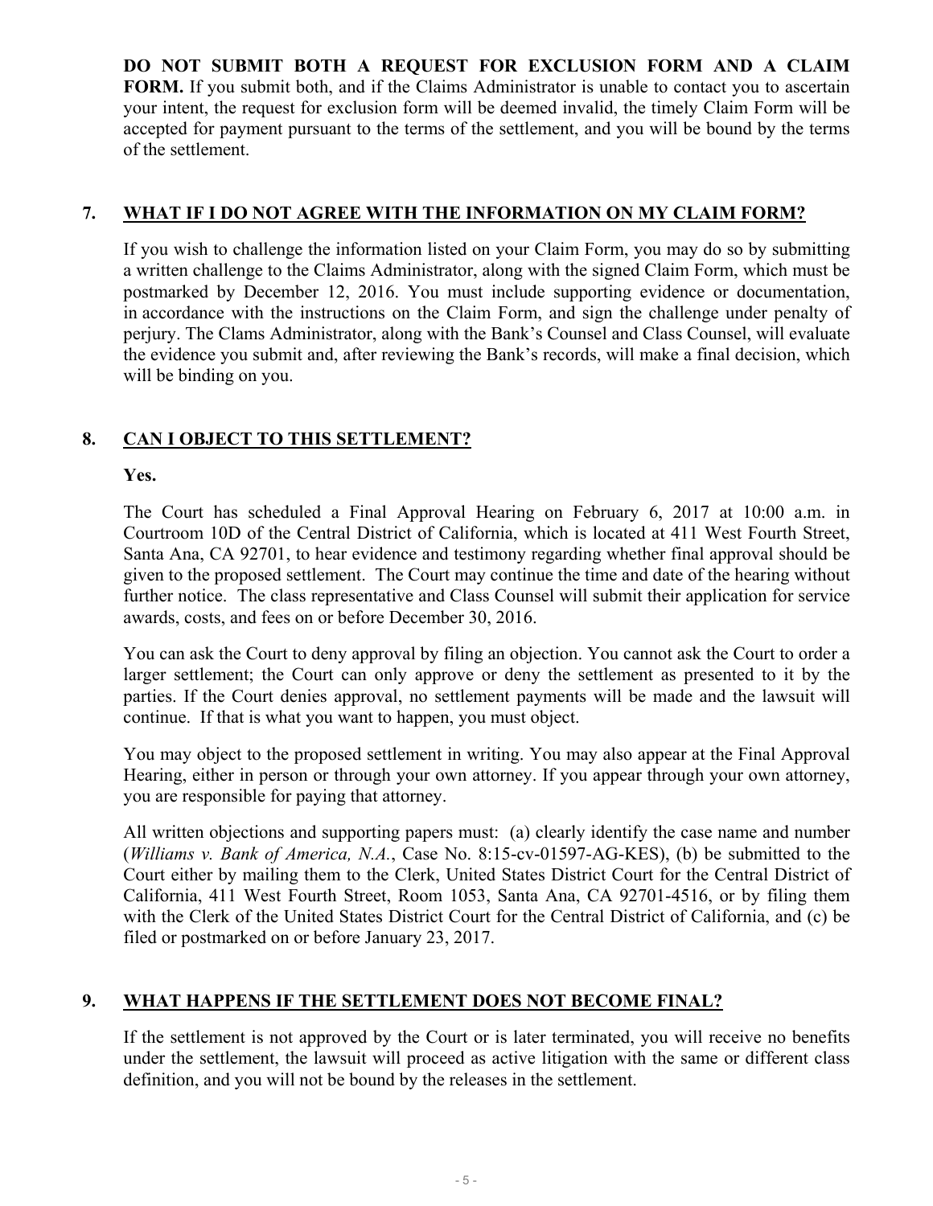**DO NOT SUBMIT BOTH A REQUEST FOR EXCLUSION FORM AND A CLAIM FORM.** If you submit both, and if the Claims Administrator is unable to contact you to ascertain your intent, the request for exclusion form will be deemed invalid, the timely Claim Form will be accepted for payment pursuant to the terms of the settlement, and you will be bound by the terms of the settlement.

## 7. WHAT IF I DO NOT AGREE WITH THE INFORMATION ON MY CLAIM FORM?

If you wish to challenge the information listed on your Claim Form, you may do so by submitting a written challenge to the Claims Administrator, along with the signed Claim Form, which must be postmarked by December 12, 2016. You must include supporting evidence or documentation, in accordance with the instructions on the Claim Form, and sign the challenge under penalty of perjury. The Clams Administrator, along with the Bank's Counsel and Class Counsel, will evaluate the evidence you submit and, after reviewing the Bank's records, will make a final decision, which will be binding on you.

## 8. CAN I OBJECT TO THIS SETTLEMENT?

**Yes.**

The Court has scheduled a Final Approval Hearing on February 6, 2017 at 10:00 a.m. in Courtroom 10D of the Central District of California, which is located at 411 West Fourth Street, Santa Ana, CA 92701, to hear evidence and testimony regarding whether final approval should be given to the proposed settlement. The Court may continue the time and date of the hearing without further notice. The class representative and Class Counsel will submit their application for service awards, costs, and fees on or before December 30, 2016.

You can ask the Court to deny approval by filing an objection. You cannot ask the Court to order a larger settlement; the Court can only approve or deny the settlement as presented to it by the parties. If the Court denies approval, no settlement payments will be made and the lawsuit will continue. If that is what you want to happen, you must object.

You may object to the proposed settlement in writing. You may also appear at the Final Approval Hearing, either in person or through your own attorney. If you appear through your own attorney, you are responsible for paying that attorney.

All written objections and supporting papers must: (a) clearly identify the case name and number (*Williams v. Bank of America, N.A.*, Case No. 8:15-cv-01597-AG-KES), (b) be submitted to the Court either by mailing them to the Clerk, United States District Court for the Central District of California, 411 West Fourth Street, Room 1053, Santa Ana, CA 92701-4516, or by filing them with the Clerk of the United States District Court for the Central District of California, and (c) be filed or postmarked on or before January 23, 2017.

## 9. WHAT HAPPENS IF THE SETTLEMENT DOES NOT BECOME FINAL?

If the settlement is not approved by the Court or is later terminated, you will receive no benefits under the settlement, the lawsuit will proceed as active litigation with the same or different class definition, and you will not be bound by the releases in the settlement.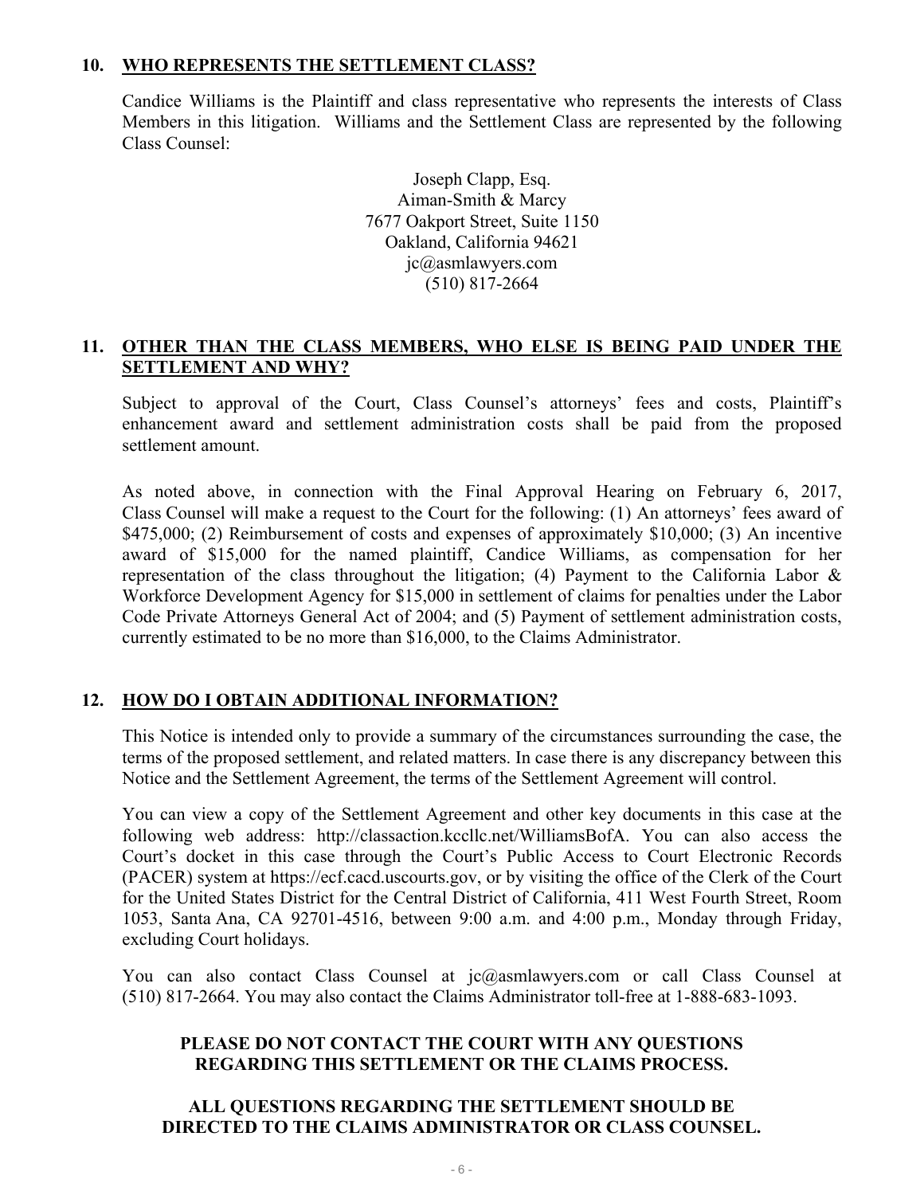## 10. WHO REPRESENTS THE SETTLEMENT CLASS?

Candice Williams is the Plaintiff and class representative who represents the interests of Class Members in this litigation. Williams and the Settlement Class are represented by the following Class Counsel:

Joseph Clapp, Esq.
Aiman-Smith & Marcy
7677 Oakport Street, Suite 1150
Oakland, California 94621
jc@asmlawyers.com
(510) 817-2664

## 11. OTHER THAN THE CLASS MEMBERS, WHO ELSE IS BEING PAID UNDER THE SETTLEMENT AND WHY?

Subject to approval of the Court, Class Counsel's attorneys' fees and costs, Plaintiff's enhancement award and settlement administration costs shall be paid from the proposed settlement amount.

As noted above, in connection with the Final Approval Hearing on February 6, 2017, Class Counsel will make a request to the Court for the following: (1) An attorneys' fees award of $475,000; (2) Reimbursement of costs and expenses of approximately $10,000; (3) An incentive award of $15,000 for the named plaintiff, Candice Williams, as compensation for her representation of the class throughout the litigation; (4) Payment to the California Labor & Workforce Development Agency for $15,000 in settlement of claims for penalties under the Labor Code Private Attorneys General Act of 2004; and (5) Payment of settlement administration costs, currently estimated to be no more than $16,000, to the Claims Administrator.

## 12. HOW DO I OBTAIN ADDITIONAL INFORMATION?

This Notice is intended only to provide a summary of the circumstances surrounding the case, the terms of the proposed settlement, and related matters. In case there is any discrepancy between this Notice and the Settlement Agreement, the terms of the Settlement Agreement will control.

You can view a copy of the Settlement Agreement and other key documents in this case at the following web address: http://classaction.kcclle.net/WilliamsBofA. You can also access the Court's docket in this case through the Court's Public Access to Court Electronic Records (PACER) system at https://ecf.cacd.uscourts.gov, or by visiting the office of the Clerk of the Court for the United States District for the Central District of California, 411 West Fourth Street, Room 1053, Santa Ana, CA 92701-4516, between 9:00 a.m. and 4:00 p.m., Monday through Friday, excluding Court holidays.

You can also contact Class Counsel at jc@asmlawyers.com or call Class Counsel at (510) 817-2664. You may also contact the Claims Administrator toll-free at 1-888-683-1093.

**PLEASE DO NOT CONTACT THE COURT WITH ANY QUESTIONS REGARDING THIS SETTLEMENT OR THE CLAIMS PROCESS.**

**ALL QUESTIONS REGARDING THE SETTLEMENT SHOULD BE DIRECTED TO THE CLAIMS ADMINISTRATOR OR CLASS COUNSEL.**